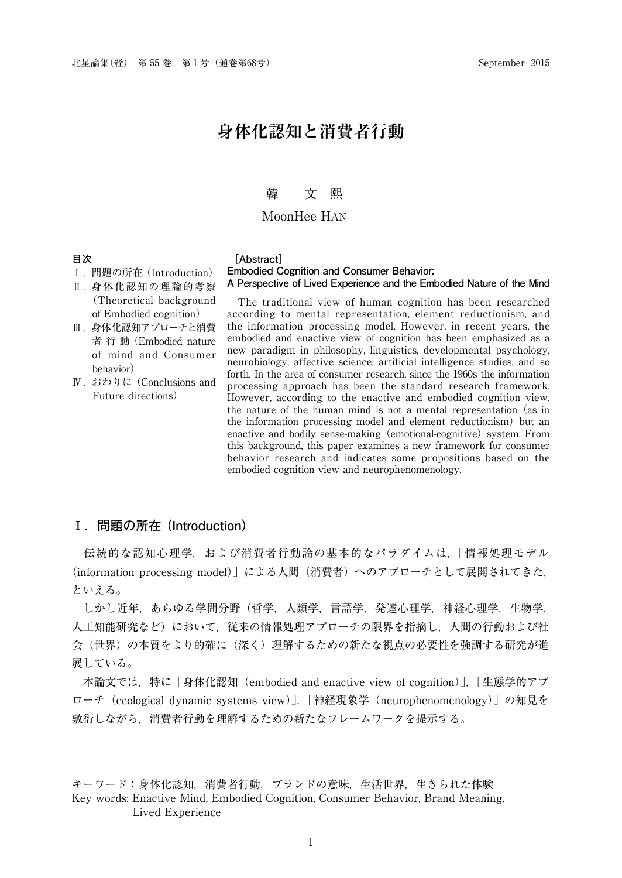# 身体化認知と消費者行動

韓　文 煕

MoonHee HAN

**目次**

Ⅰ．問題の所在（Introduction）
Ⅱ．身体化認知の理論的考察（Theoretical background of Embodied cognition）
Ⅲ．身体化認知アプローチと消費者行動（Embodied nature of mind and Consumer behavior）
Ⅳ．おわりに（Conclusions and Future directions）

**［Abstract］**

**Embodied Cognition and Consumer Behavior:**
**A Perspective of Lived Experience and the Embodied Nature of the Mind**

The traditional view of human cognition has been researched according to mental representation, element reductionism, and the information processing model. However, in recent years, the embodied and enactive view of cognition has been emphasized as a new paradigm in philosophy, linguistics, developmental psychology, neurobiology, affective science, artificial intelligence studies, and so forth. In the area of consumer research, since the 1960s the information processing approach has been the standard research framework. However, according to the enactive and embodied cognition view, the nature of the human mind is not a mental representation (as in the information processing model and element reductionism) but an enactive and bodily sense-making (emotional-cognitive) system. From this background, this paper examines a new framework for consumer behavior research and indicates some propositions based on the embodied cognition view and neurophenomenology.

## Ⅰ．問題の所在（Introduction）

伝統的な認知心理学，および消費者行動論の基本的なパラダイムは，「情報処理モデル（information processing model）」による人間（消費者）へのアプローチとして展開されてきた，といえる。

しかし近年，あらゆる学問分野（哲学，人類学，言語学，発達心理学，神経心理学，生物学，人工知能研究など）において，従来の情報処理アプローチの限界を指摘し，人間の行動および社会（世界）の本質をより的確に（深く）理解するための新たな視点の必要性を強調する研究が進展している。

本論文では，特に「身体化認知（embodied and enactive view of cognition）」，「生態学的アプローチ（ecological dynamic systems view）」，「神経現象学（neurophenomenology）」の知見を敷衍しながら，消費者行動を理解するための新たなフレームワークを提示する。

---

キーワード：身体化認知，消費者行動，ブランドの意味，生活世界，生きられた体験

Key words: Enactive Mind, Embodied Cognition, Consumer Behavior, Brand Meaning, Lived Experience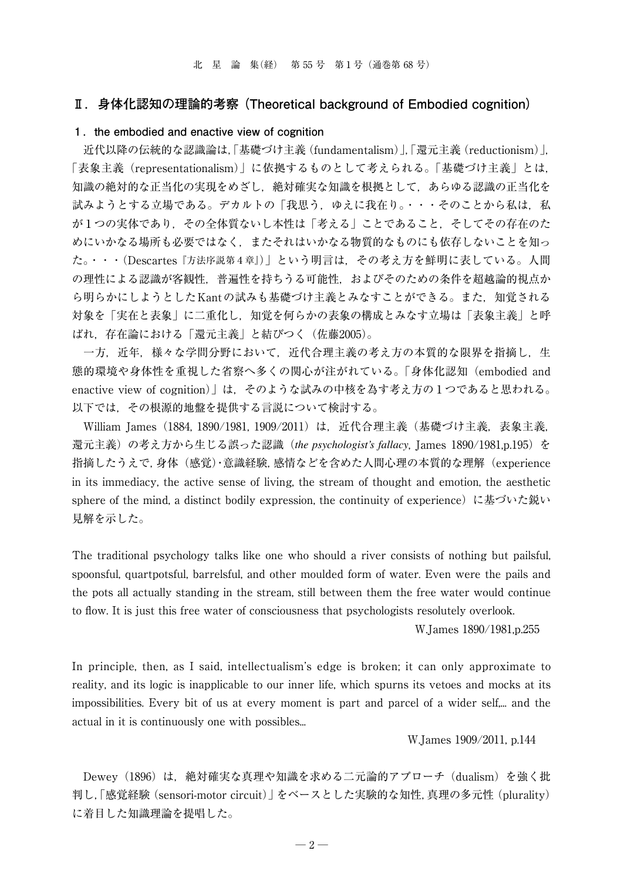## Ⅱ．身体化認知の理論的考察（Theoretical background of Embodied cognition）

### 1．the embodied and enactive view of cognition

近代以降の伝統的な認識論は,「基礎づけ主義（fundamentalism）」,「還元主義（reductionism）」,「表象主義（representationalism）」に依拠するものとして考えられる。「基礎づけ主義」とは,知識の絶対的な正当化の実現をめざし，絶対確実な知識を根拠として，あらゆる認識の正当化を試みようとする立場である。デカルトの「我思う，ゆえに我在り。・・・そのことから私は，私が１つの実体であり，その全体質ないし本性は「考える」ことであること，そしてその存在のためにいかなる場所も必要ではなく，またそれはいかなる物質的なものにも依存しないことを知った。・・・（Descartes『方法序説第４章』）」という明言は，その考え方を鮮明に表している。人間の理性による認識が客観性，普遍性を持ちうる可能性，およびそのための条件を超越論的視点から明らかにしようとしたKantの試みも基礎づけ主義とみなすことができる。また，知覚される対象を「実在と表象」に二重化し，知覚を何らかの表象の構成とみなす立場は「表象主義」と呼ばれ，存在論における「還元主義」と結びつく（佐藤2005）。

一方，近年，様々な学問分野において，近代合理主義の考え方の本質的な限界を指摘し，生態的環境や身体性を重視した省察へ多くの関心が注がれている。「身体化認知（embodied and enactive view of cognition）」は，そのような試みの中核を為す考え方の１つであると思われる。以下では，その根源的地盤を提供する言説について検討する。

William James（1884, 1890/1981, 1909/2011）は，近代合理主義（基礎づけ主義，表象主義，還元主義）の考え方から生じる誤った認識（*the psychologist's fallacy*, James 1890/1981,p.195）を指摘したうえで，身体（感覚）・意識経験，感情などを含めた人間心理の本質的な理解（experience in its immediacy, the active sense of living, the stream of thought and emotion, the aesthetic sphere of the mind, a distinct bodily expression, the continuity of experience）に基づいた鋭い見解を示した。

> The traditional psychology talks like one who should a river consists of nothing but pailsful, spoonsful, quartpotsful, barrelsful, and other moulded form of water. Even were the pails and the pots all actually standing in the stream, still between them the free water would continue to flow. It is just this free water of consciousness that psychologists resolutely overlook.
>
> W.James 1890/1981,p.255

> In principle, then, as I said, intellectualism's edge is broken; it can only approximate to reality, and its logic is inapplicable to our inner life, which spurns its vetoes and mocks at its impossibilities. Every bit of us at every moment is part and parcel of a wider self,... and the actual in it is continuously one with possibles...
>
> W.James 1909/2011, p.144

Dewey（1896）は，絶対確実な真理や知識を求める二元論的アプローチ（dualism）を強く批判し,「感覚経験（sensori-motor circuit）」をベースとした実験的な知性，真理の多元性（plurality）に着目した知識理論を提唱した。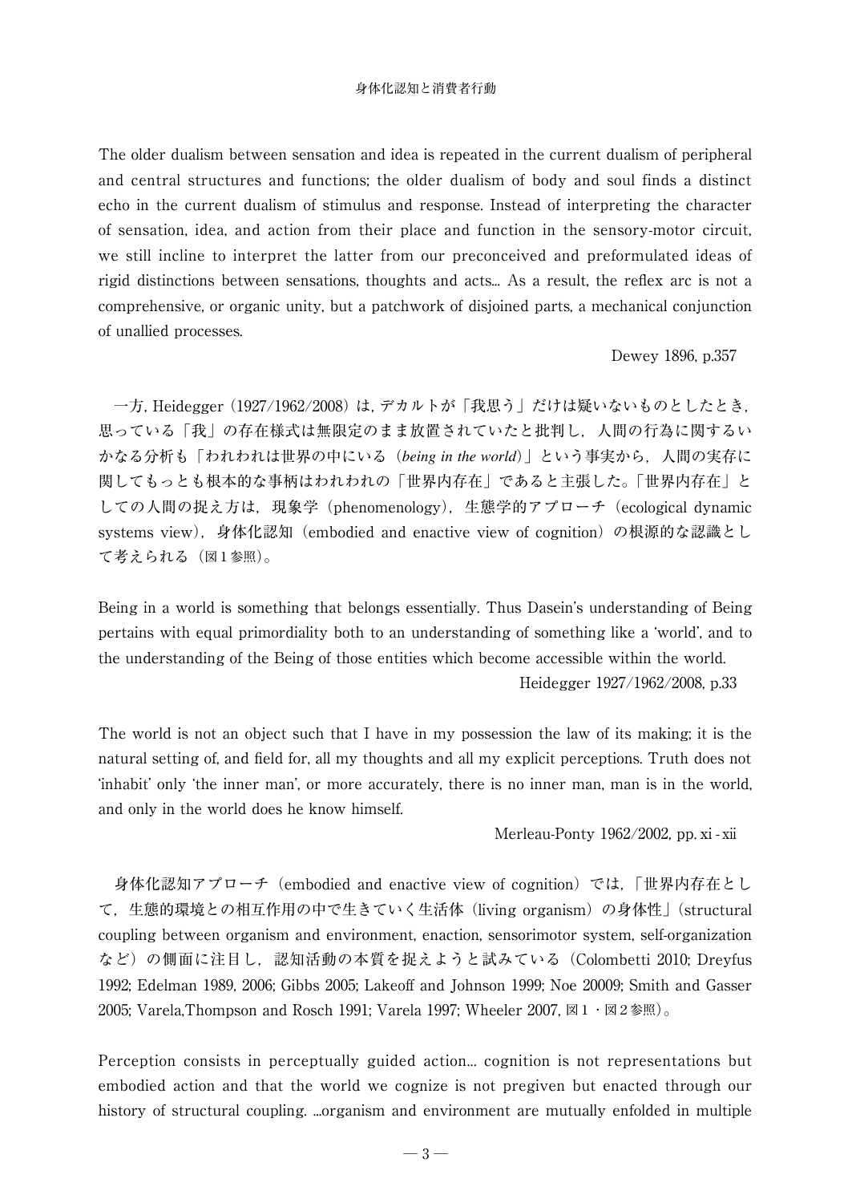The older dualism between sensation and idea is repeated in the current dualism of peripheral and central structures and functions; the older dualism of body and soul finds a distinct echo in the current dualism of stimulus and response. Instead of interpreting the character of sensation, idea, and action from their place and function in the sensory-motor circuit, we still incline to interpret the latter from our preconceived and preformulated ideas of rigid distinctions between sensations, thoughts and acts... As a result, the reflex arc is not a comprehensive, or organic unity, but a patchwork of disjoined parts, a mechanical conjunction of unallied processes.

Dewey 1896, p.357

一方，Heidegger（1927/1962/2008）は，デカルトが「我思う」だけは疑いないものとしたとき，思っている「我」の存在様式は無限定のまま放置されていたと批判し，人間の行為に関するいかなる分析も「われわれは世界の中にいる（*being in the world*）」という事実から，人間の実存に関してもっとも根本的な事柄はわれわれの「世界内存在」であると主張した。「世界内存在」としての人間の捉え方は，現象学（phenomenology），生態学的アプローチ（ecological dynamic systems view），身体化認知（embodied and enactive view of cognition）の根源的な認識として考えられる（図1参照）。

Being in a world is something that belongs essentially. Thus Dasein's understanding of Being pertains with equal primordiality both to an understanding of something like a 'world', and to the understanding of the Being of those entities which become accessible within the world.

Heidegger 1927/1962/2008, p.33

The world is not an object such that I have in my possession the law of its making; it is the natural setting of, and field for, all my thoughts and all my explicit perceptions. Truth does not 'inhabit' only 'the inner man', or more accurately, there is no inner man, man is in the world, and only in the world does he know himself.

Merleau-Ponty 1962/2002, pp. xi - xii

身体化認知アプローチ（embodied and enactive view of cognition）では，「世界内存在として，生態的環境との相互作用の中で生きていく生活体（living organism）の身体性」（structural coupling between organism and environment, enaction, sensorimotor system, self-organization など）の側面に注目し，認知活動の本質を捉えようと試みている（Colombetti 2010; Dreyfus 1992; Edelman 1989, 2006; Gibbs 2005; Lakeoff and Johnson 1999; Noe 20009; Smith and Gasser 2005; Varela,Thompson and Rosch 1991; Varela 1997; Wheeler 2007, 図1・図2参照）。

Perception consists in perceptually guided action... cognition is not representations but embodied action and that the world we cognize is not pregiven but enacted through our history of structural coupling. ...organism and environment are mutually enfolded in multiple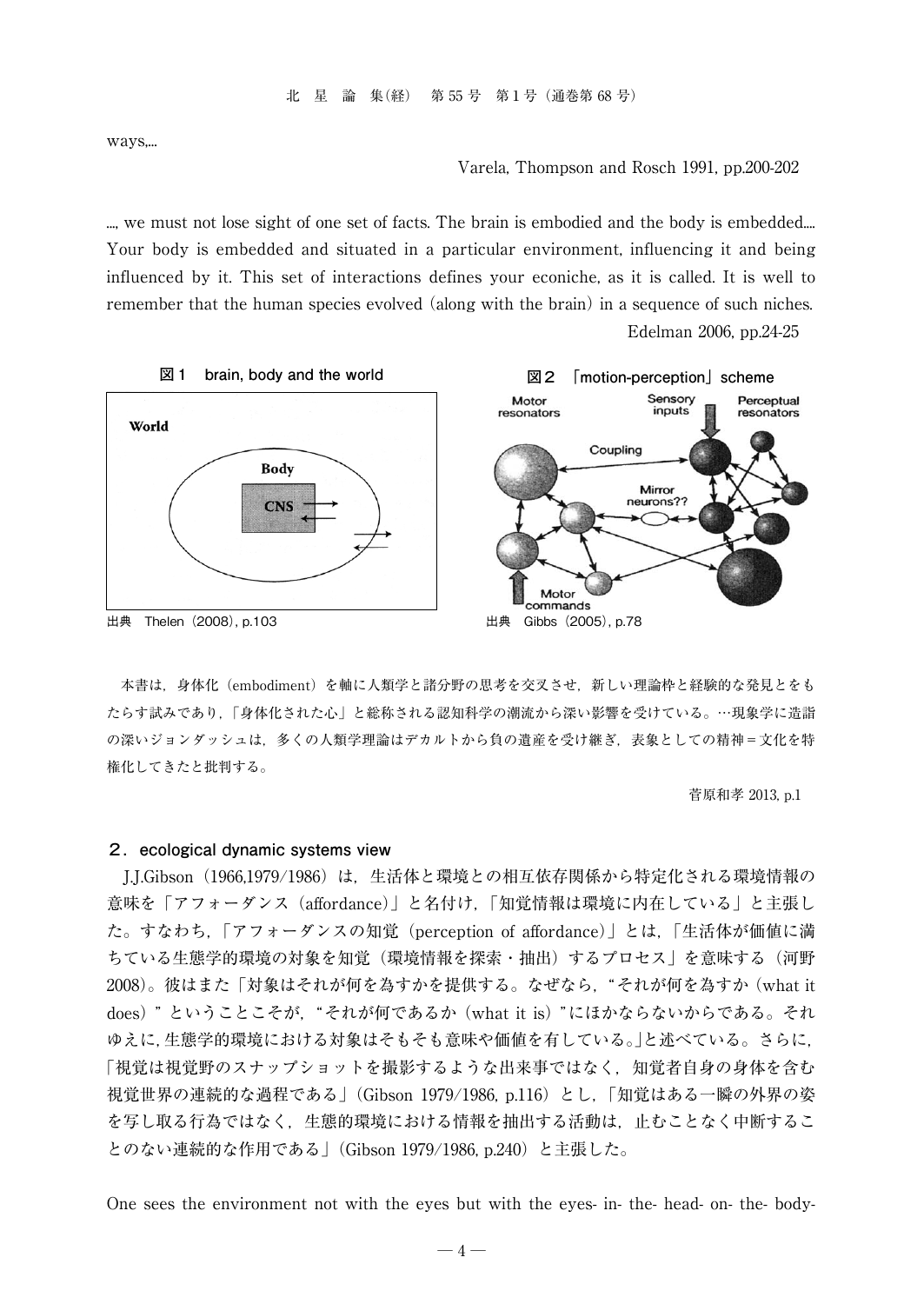ways,...

Varela, Thompson and Rosch 1991, pp.200-202

..., we must not lose sight of one set of facts. The brain is embodied and the body is embedded.... Your body is embedded and situated in a particular environment, influencing it and being influenced by it. This set of interactions defines your econiche, as it is called. It is well to remember that the human species evolved (along with the brain) in a sequence of such niches.

Edelman 2006, pp.24-25

**図１ brain, body and the world**

World

Body

CNS

出典 Thelen（2008）, p.103

**図２ 「motion-perception」scheme**

Motor resonators　Sensory inputs　Perceptual resonators

Coupling

Mirror neurons??

Motor commands

出典 Gibbs（2005）, p.78

本書は，身体化（embodiment）を軸に人類学と諸分野の思考を交叉させ，新しい理論枠と経験的な発見とをもたらす試みであり，「身体化された心」と総称される認知科学の潮流から深い影響を受けている。…現象学に造詣の深いジョンダッシュは，多くの人類学理論はデカルトから負の遺産を受け継ぎ，表象としての精神＝文化を特権化してきたと批判する。

菅原和孝 2013, p.1

## ２．ecological dynamic systems view

J.J.Gibson（1966,1979/1986）は，生活体と環境との相互依存関係から特定化される環境情報の意味を「アフォーダンス（affordance）」と名付け，「知覚情報は環境に内在している」と主張した。すなわち，「アフォーダンスの知覚（perception of affordance）」とは，「生活体が価値に満ちている生態学的環境の対象を知覚（環境情報を探索・抽出）するプロセス」を意味する（河野 2008）。彼はまた「対象はそれが何を為すかを提供する。なぜなら，"それが何を為すか（what it does）"ということこそが，"それが何であるか（what it is）"にほかならないからである。それゆえに，生態学的環境における対象はそもそも意味や価値を有している。」と述べている。さらに，「視覚は視覚野のスナップショットを撮影するような出来事ではなく，知覚者自身の身体を含む視覚世界の連続的な過程である」（Gibson 1979/1986, p.116）とし，「知覚はある一瞬の外界の姿を写し取る行為ではなく，生態的環境における情報を抽出する活動は，止むことなく中断することのない連続的な作用である」（Gibson 1979/1986, p.240）と主張した。

One sees the environment not with the eyes but with the eyes- in- the- head- on- the- body-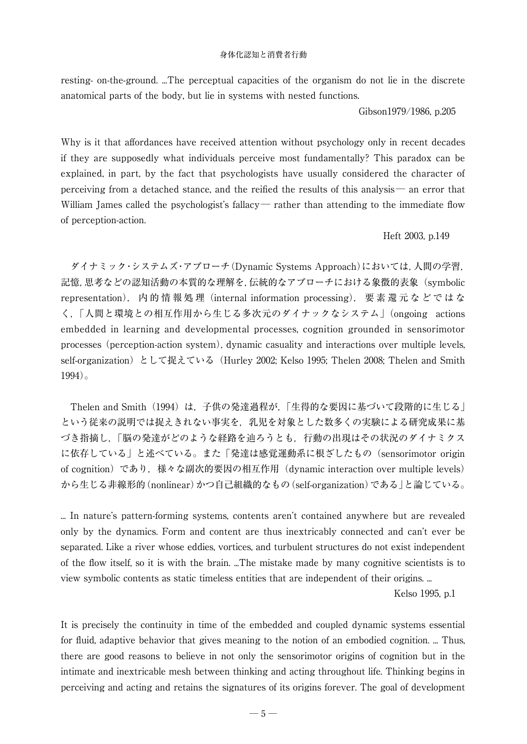resting- on-the-ground. ...The perceptual capacities of the organism do not lie in the discrete anatomical parts of the body, but lie in systems with nested functions.

Gibson1979/1986, p.205

Why is it that affordances have received attention without psychology only in recent decades if they are supposedly what individuals perceive most fundamentally? This paradox can be explained, in part, by the fact that psychologists have usually considered the character of perceiving from a detached stance, and the reified the results of this analysis— an error that William James called the psychologist's fallacy— rather than attending to the immediate flow of perception-action.

Heft 2003, p.149

ダイナミック・システムズ・アプローチ（Dynamic Systems Approach）においては，人間の学習，記憶，思考などの認知活動の本質的な理解を，伝統的なアプローチにおける象徴的表象（symbolic representation），内的情報処理（internal information processing），要素還元などではなく，「人間と環境との相互作用から生じる多次元のダイナックなシステム」（ongoing actions embedded in learning and developmental processes, cognition grounded in sensorimotor processes (perception-action system), dynamic casuality and interactions over multiple levels, self-organization）として捉えている（Hurley 2002; Kelso 1995; Thelen 2008; Thelen and Smith 1994）。

Thelen and Smith（1994）は，子供の発達過程が，「生得的な要因に基づいて段階的に生じる」という従来の説明では捉えきれない事実を，乳児を対象とした数多くの実験による研究成果に基づき指摘し，「脳の発達がどのような経路を辿ろうとも，行動の出現はその状況のダイナミクスに依存している」と述べている。また「発達は感覚運動系に根ざしたもの（sensorimotor origin of cognition）であり，様々な副次的要因の相互作用（dynamic interaction over multiple levels）から生じる非線形的（nonlinear）かつ自己組織的なもの（self-organization）である」と論じている。

... In nature's pattern-forming systems, contents aren't contained anywhere but are revealed only by the dynamics. Form and content are thus inextricably connected and can't ever be separated. Like a river whose eddies, vortices, and turbulent structures do not exist independent of the flow itself, so it is with the brain. ...The mistake made by many cognitive scientists is to view symbolic contents as static timeless entities that are independent of their origins. ...

Kelso 1995, p.1

It is precisely the continuity in time of the embedded and coupled dynamic systems essential for fluid, adaptive behavior that gives meaning to the notion of an embodied cognition. ... Thus, there are good reasons to believe in not only the sensorimotor origins of cognition but in the intimate and inextricable mesh between thinking and acting throughout life. Thinking begins in perceiving and acting and retains the signatures of its origins forever. The goal of development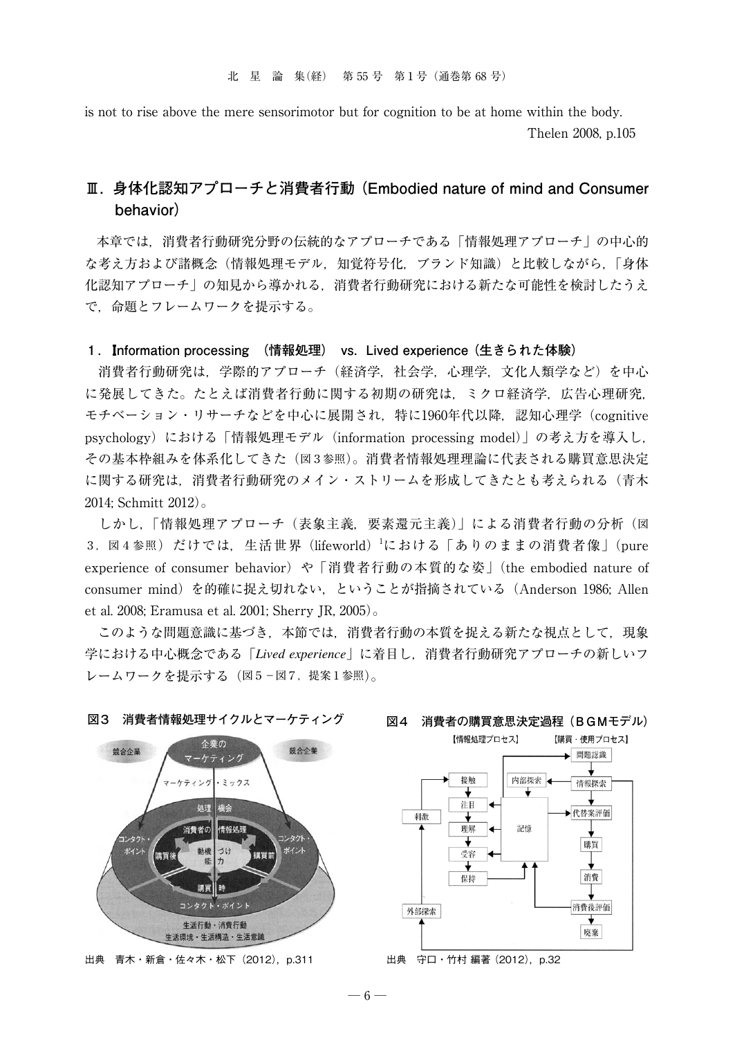is not to rise above the mere sensorimotor but for cognition to be at home within the body.

Thelen 2008, p.105

## Ⅲ．身体化認知アプローチと消費者行動（Embodied nature of mind and Consumer behavior）

本章では，消費者行動研究分野の伝統的なアプローチである「情報処理アプローチ」の中心的な考え方および諸概念（情報処理モデル，知覚符号化，ブランド知識）と比較しながら，「身体化認知アプローチ」の知見から導かれる，消費者行動研究における新たな可能性を検討したうえで，命題とフレームワークを提示する。

### 1．Information processing （情報処理） vs. Lived experience（生きられた体験）

消費者行動研究は，学際的アプローチ（経済学，社会学，心理学，文化人類学など）を中心に発展してきた。たとえば消費者行動に関する初期の研究は，ミクロ経済学，広告心理研究，モチベーション・リサーチなどを中心に展開され，特に1960年代以降，認知心理学（cognitive psychology）における「情報処理モデル（information processing model)」の考え方を導入し，その基本枠組みを体系化してきた（図3参照)。消費者情報処理理論に代表される購買意思決定に関する研究は，消費者行動研究のメイン・ストリームを形成してきたとも考えられる（青木 2014; Schmitt 2012)。

しかし，「情報処理アプローチ（表象主義，要素還元主義)」による消費者行動の分析（図3，図4参照）だけでは，生活世界（lifeworld）[1]における「ありのままの消費者像」(pure experience of consumer behavior）や「消費者行動の本質的な姿」(the embodied nature of consumer mind）を的確に捉え切れない，ということが指摘されている（Anderson 1986; Allen et al. 2008; Eramusa et al. 2001; Sherry JR, 2005)。

このような問題意識に基づき，本節では，消費者行動の本質を捉える新たな視点として，現象学における中心概念である「*Lived experience*」に着目し，消費者行動研究アプローチの新しいフレームワークを提示する（図5－図7，提案1参照)。

**図3　消費者情報処理サイクルとマーケティング**

出典　青木・新倉・佐々木・松下（2012)，p.311

**図4　消費者の購買意思決定過程（BGMモデル）**

出典　守口・竹村 編著（2012)，p.32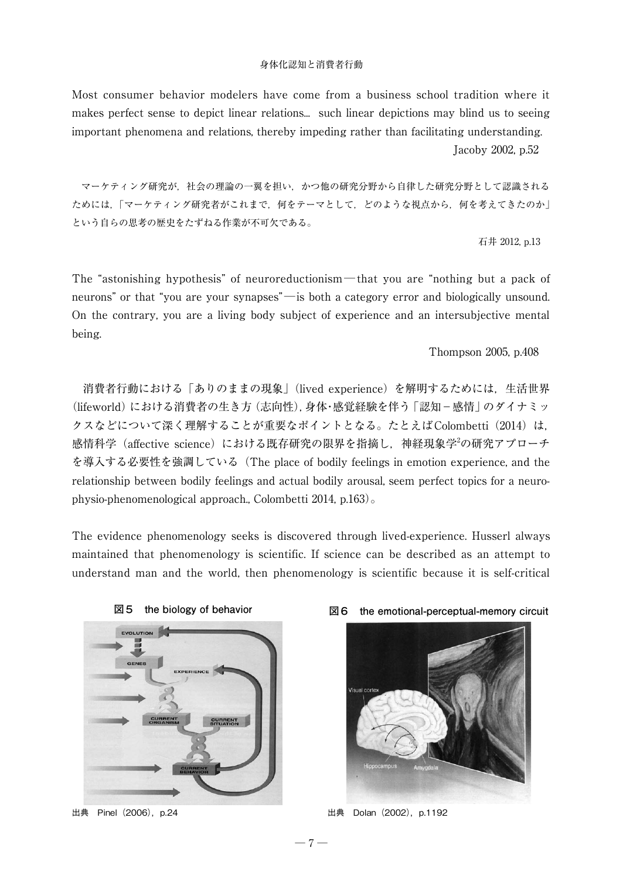Most consumer behavior modelers have come from a business school tradition where it makes perfect sense to depict linear relations... such linear depictions may blind us to seeing important phenomena and relations, thereby impeding rather than facilitating understanding.

Jacoby 2002, p.52

マーケティング研究が，社会の理論の一翼を担い，かつ他の研究分野から自律した研究分野として認識されるためには，「マーケティング研究者がこれまで，何をテーマとして，どのような視点から，何を考えてきたのか」という自らの思考の歴史をたずねる作業が不可欠である。

石井 2012, p.13

The "astonishing hypothesis" of neuroreductionism—that you are "nothing but a pack of neurons" or that "you are your synapses"—is both a category error and biologically unsound. On the contrary, you are a living body subject of experience and an intersubjective mental being.

Thompson 2005, p.408

消費者行動における「ありのままの現象」（lived experience）を解明するためには，生活世界（lifeworld）における消費者の生き方（志向性），身体・感覚経験を伴う「認知－感情」のダイナミックスなどについて深く理解することが重要なポイントとなる。たとえばColombetti（2014）は，感情科学（affective science）における既存研究の限界を指摘し，神経現象学[2]の研究アプローチを導入する必要性を強調している（The place of bodily feelings in emotion experience, and the relationship between bodily feelings and actual bodily arousal, seem perfect topics for a neuro-physio-phenomenological approach., Colombetti 2014, p.163）。

The evidence phenomenology seeks is discovered through lived-experience. Husserl always maintained that phenomenology is scientific. If science can be described as an attempt to understand man and the world, then phenomenology is scientific because it is self-critical

**図５　the biology of behavior**

出典　Pinel（2006），p.24

**図６　the emotional-perceptual-memory circuit**

出典　Dolan（2002），p.1192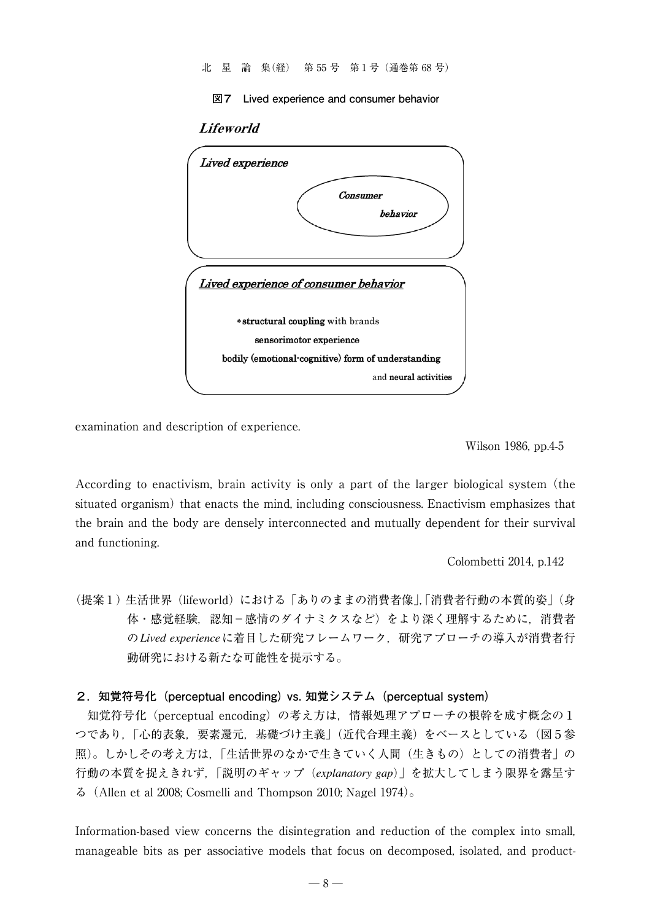図7　Lived experience and consumer behavior

***Lifeworld***

*Lived experience*

*Consumer behavior*

*Lived experience of consumer behavior*

* **structural coupling** with brands
**sensorimotor experience**
**bodily (emotional-cognitive) form of understanding**
and **neural activities**

examination and description of experience.

Wilson 1986, pp.4-5

According to enactivism, brain activity is only a part of the larger biological system (the situated organism) that enacts the mind, including consciousness. Enactivism emphasizes that the brain and the body are densely interconnected and mutually dependent for their survival and functioning.

Colombetti 2014, p.142

（提案１）生活世界（lifeworld）における「ありのままの消費者像」,「消費者行動の本質的姿」（身体・感覚経験，認知－感情のダイナミクスなど）をより深く理解するために，消費者の *Lived experience* に着目した研究フレームワーク，研究アプローチの導入が消費者行動研究における新たな可能性を提示する。

## ２．知覚符号化（perceptual encoding）vs. 知覚システム（perceptual system）

知覚符号化（perceptual encoding）の考え方は，情報処理アプローチの根幹を成す概念の１つであり，「心的表象，要素還元，基礎づけ主義」（近代合理主義）をベースとしている（図５参照）。しかしその考え方は，「生活世界のなかで生きていく人間（生きもの）としての消費者」の行動の本質を捉えきれず，「説明のギャップ（*explanatory gap*）」を拡大してしまう限界を露呈する（Allen et al 2008; Cosmelli and Thompson 2010; Nagel 1974）。

Information-based view concerns the disintegration and reduction of the complex into small, manageable bits as per associative models that focus on decomposed, isolated, and product-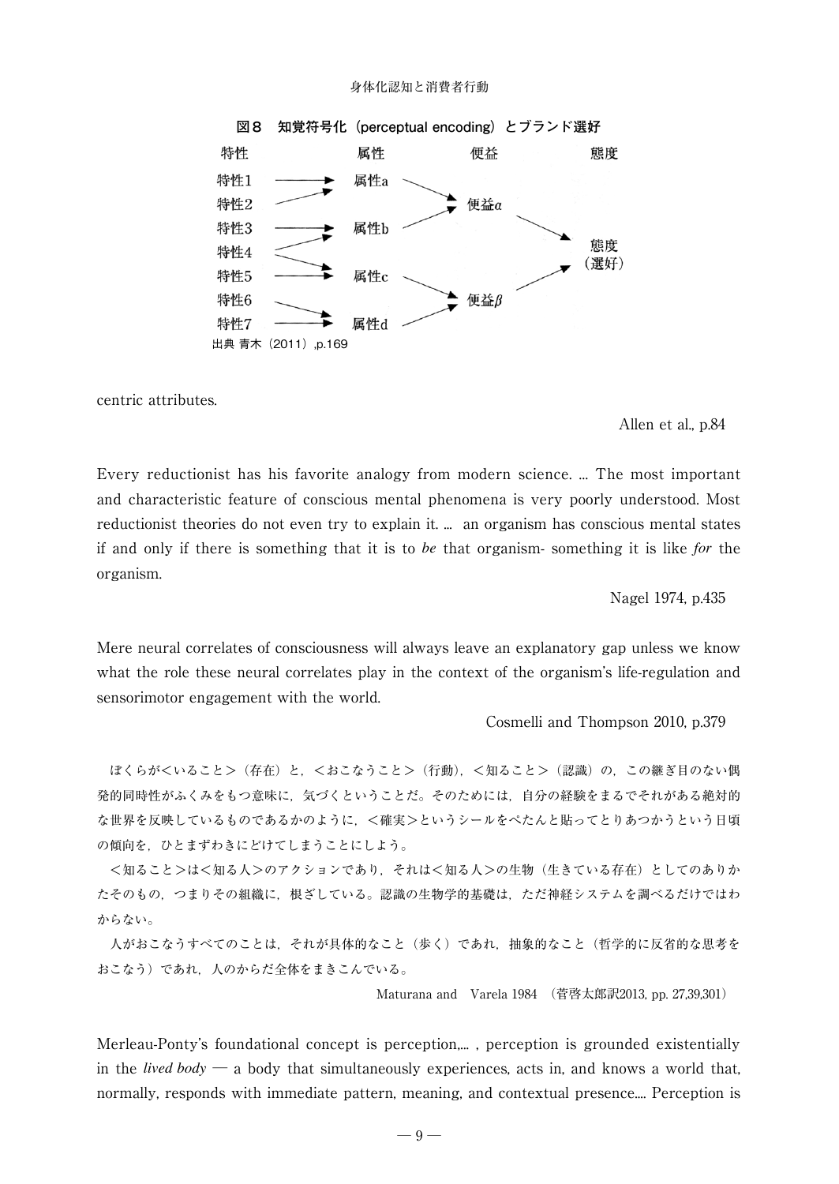**図８　知覚符号化（perceptual encoding）とブランド選好**

| 特性 | 属性 | 便益 | 態度 |
|---|---|---|---|
| 特性1 → 属性a<br>特性2 → 属性a | 属性a → 便益α | 便益α → 態度（選好） | |
| 特性3 → 属性b<br>特性4 → 属性b, 属性c | 属性b → 便益α | | 態度（選好） |
| 特性5 → 属性c | 属性c → 便益β | 便益β → 態度（選好） | |
| 特性6 → 属性d<br>特性7 → 属性d | 属性d → 便益β | | |

出典 青木（2011）,p.169

centric attributes.

Allen et al., p.84

Every reductionist has his favorite analogy from modern science. ... The most important and characteristic feature of conscious mental phenomena is very poorly understood. Most reductionist theories do not even try to explain it. ... an organism has conscious mental states if and only if there is something that it is to *be* that organism- something it is like *for* the organism.

Nagel 1974, p.435

Mere neural correlates of consciousness will always leave an explanatory gap unless we know what the role these neural correlates play in the context of the organism's life-regulation and sensorimotor engagement with the world.

Cosmelli and Thompson 2010, p.379

ぼくらが＜いること＞（存在）と，＜おこなうこと＞（行動），＜知ること＞（認識）の，この継ぎ目のない偶発的同時性がふくみをもつ意味に，気づくということだ。そのためには，自分の経験をまるでそれがある絶対的な世界を反映しているものであるかのように，＜確実＞というシールをぺたんと貼ってとりあつかうという日頃の傾向を，ひとまずわきにどけてしまうことにしよう。

＜知ること＞は＜知る人＞のアクションであり，それは＜知る人＞の生物（生きている存在）としてのありかたそのもの，つまりその組織に，根ざしている。認識の生物学的基礎は，ただ神経システムを調べるだけではわからない。

人がおこなうすべてのことは，それが具体的なこと（歩く）であれ，抽象的なこと（哲学的に反省的な思考をおこなう）であれ，人のからだ全体をまきこんでいる。

Maturana and Varela 1984 （菅啓太郎訳2013, pp. 27,39,301）

Merleau-Ponty's foundational concept is perception,... , perception is grounded existentially in the *lived body* — a body that simultaneously experiences, acts in, and knows a world that, normally, responds with immediate pattern, meaning, and contextual presence.... Perception is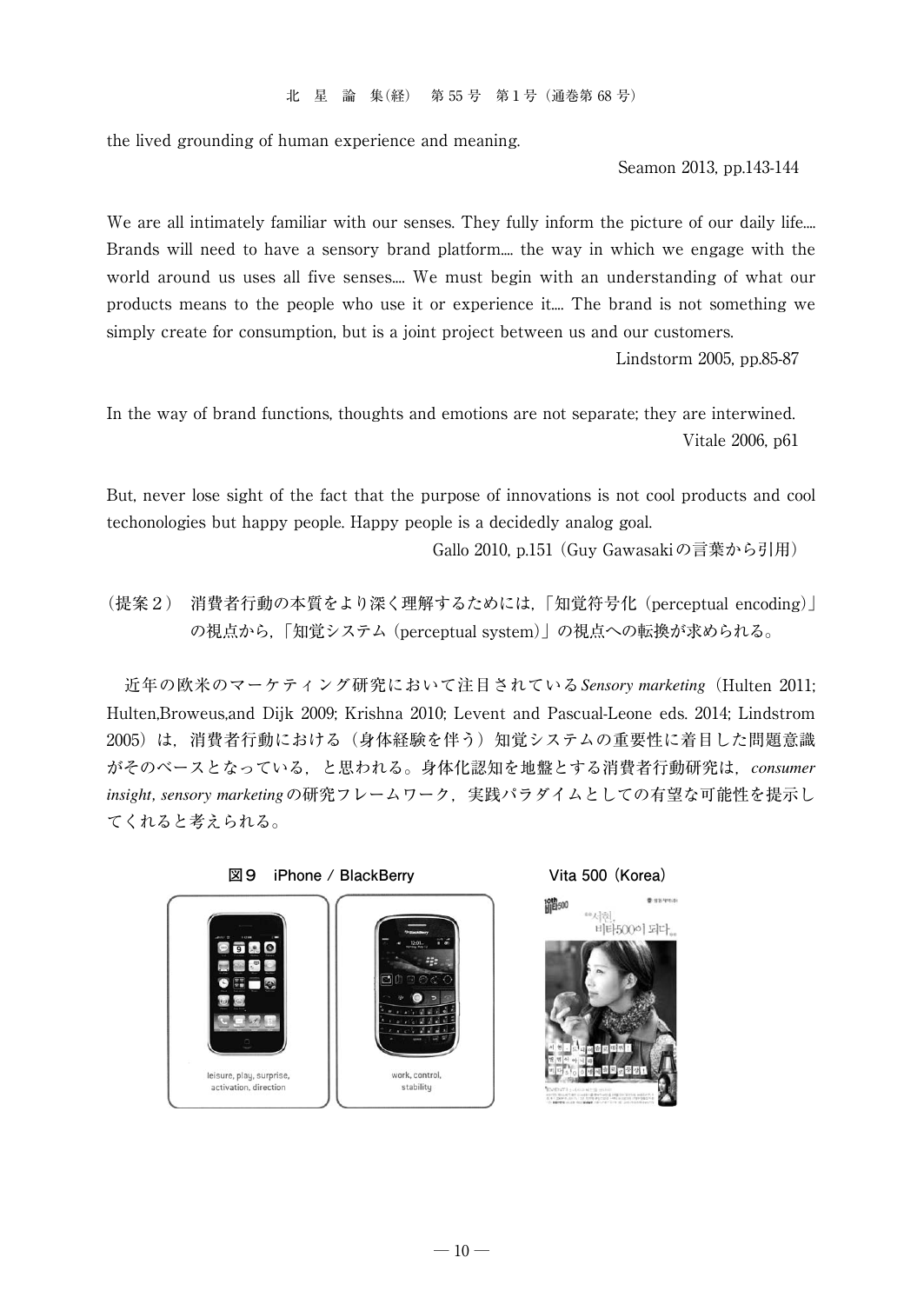the lived grounding of human experience and meaning.

Seamon 2013, pp.143-144

We are all intimately familiar with our senses. They fully inform the picture of our daily life.... Brands will need to have a sensory brand platform.... the way in which we engage with the world around us uses all five senses.... We must begin with an understanding of what our products means to the people who use it or experience it.... The brand is not something we simply create for consumption, but is a joint project between us and our customers.

Lindstorm 2005, pp.85-87

In the way of brand functions, thoughts and emotions are not separate; they are interwined.

Vitale 2006, p61

But, never lose sight of the fact that the purpose of innovations is not cool products and cool techonologies but happy people. Happy people is a decidedly analog goal.

Gallo 2010, p.151（Guy Gawasakiの言葉から引用）

（提案２） 消費者行動の本質をより深く理解するためには，「知覚符号化（perceptual encoding）」の視点から，「知覚システム（perceptual system）」の視点への転換が求められる。

近年の欧米のマーケティング研究において注目されている*Sensory marketing*（Hulten 2011; Hulten,Broweus,and Dijk 2009; Krishna 2010; Levent and Pascual-Leone eds. 2014; Lindstrom 2005）は，消費者行動における（身体経験を伴う）知覚システムの重要性に着目した問題意識がそのベースとなっている，と思われる。身体化認知を地盤とする消費者行動研究は，*consumer insight*, *sensory marketing*の研究フレームワーク，実践パラダイムとしての有望な可能性を提示してくれると考えられる。

**図９ iPhone / BlackBerry**

leisure, play, surprise, activation, direction

work, control, stability

**Vita 500（Korea）**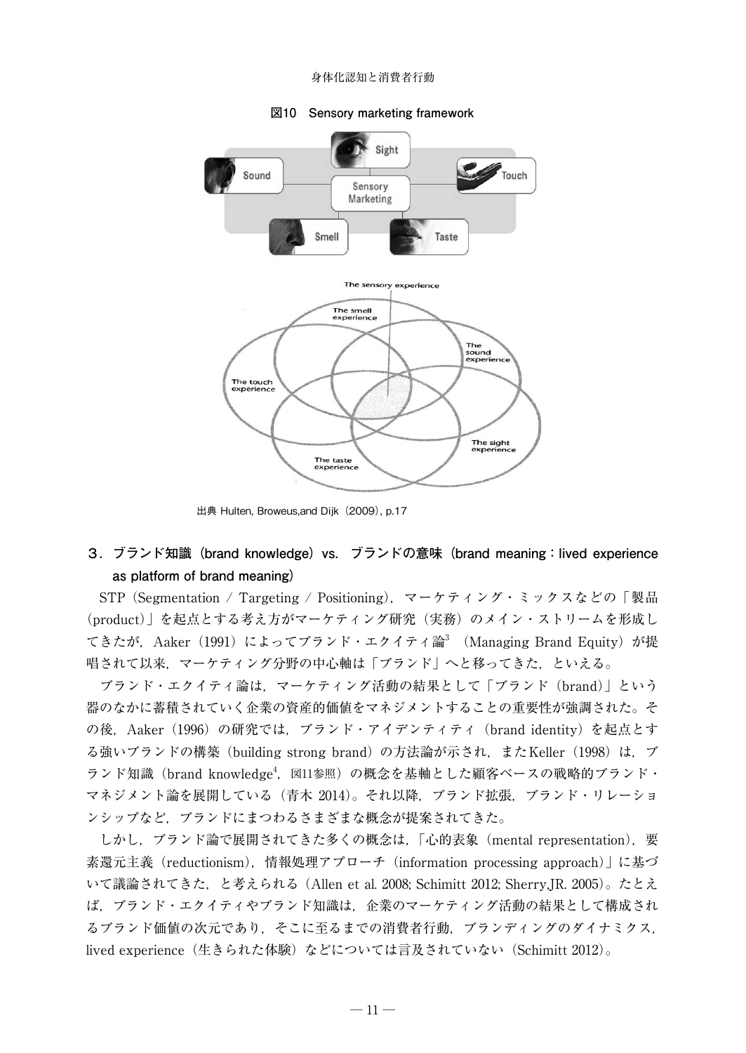**図10　Sensory marketing framework**

出典 Hulten, Broweus,and Dijk（2009）, p.17

## 3．ブランド知識（brand knowledge）vs. ブランドの意味（brand meaning：lived experience as platform of brand meaning）

STP（Segmentation / Targeting / Positioning），マーケティング・ミックスなどの「製品（product）」を起点とする考え方がマーケティング研究（実務）のメイン・ストリームを形成してきたが，Aaker（1991）によってブランド・エクイティ論[3]（Managing Brand Equity）が提唱されて以来，マーケティング分野の中心軸は「ブランド」へと移ってきた，といえる。

ブランド・エクイティ論は，マーケティング活動の結果として「ブランド（brand）」という器のなかに蓄積されていく企業の資産的価値をマネジメントすることの重要性が強調された。その後，Aaker（1996）の研究では，ブランド・アイデンティティ（brand identity）を起点とする強いブランドの構築（building strong brand）の方法論が示され，また Keller（1998）は，ブランド知識（brand knowledge[4]，図11参照）の概念を基軸とした顧客ベースの戦略的ブランド・マネジメント論を展開している（青木 2014）。それ以降，ブランド拡張，ブランド・リレーションシップなど，ブランドにまつわるさまざまな概念が提案されてきた。

しかし，ブランド論で展開されてきた多くの概念は，「心的表象（mental representation），要素還元主義（reductionism），情報処理アプローチ（information processing approach）」に基づいて議論されてきた，と考えられる（Allen et al. 2008; Schimitt 2012; Sherry,JR. 2005）。たとえば，ブランド・エクイティやブランド知識は，企業のマーケティング活動の結果として構成されるブランド価値の次元であり，そこに至るまでの消費者行動，ブランディングのダイナミクス，lived experience（生きられた体験）などについては言及されていない（Schimitt 2012）。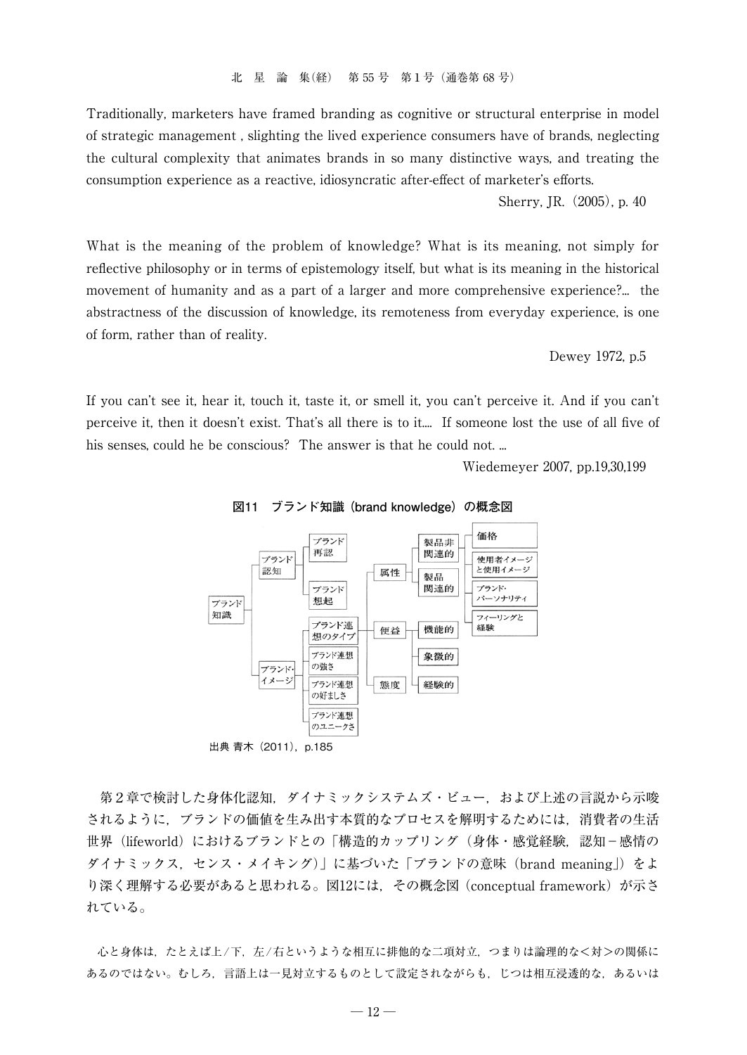Traditionally, marketers have framed branding as cognitive or structural enterprise in model of strategic management , slighting the lived experience consumers have of brands, neglecting the cultural complexity that animates brands in so many distinctive ways, and treating the consumption experience as a reactive, idiosyncratic after-effect of marketer's efforts.

Sherry, JR.（2005), p. 40

What is the meaning of the problem of knowledge? What is its meaning, not simply for reflective philosophy or in terms of epistemology itself, but what is its meaning in the historical movement of humanity and as a part of a larger and more comprehensive experience?... the abstractness of the discussion of knowledge, its remoteness from everyday experience, is one of form, rather than of reality.

Dewey 1972, p.5

If you can't see it, hear it, touch it, taste it, or smell it, you can't perceive it. And if you can't perceive it, then it doesn't exist. That's all there is to it.... If someone lost the use of all five of his senses, could he be conscious? The answer is that he could not. ...

Wiedemeyer 2007, pp.19,30,199

**図11　ブランド知識（brand knowledge）の概念図**

- ブランド知識
  - ブランド認知
    - ブランド再認
    - ブランド想起
  - ブランド・イメージ
    - ブランド連想のタイプ
      - 属性
        - 製品非関連的
          - 価格
          - 使用者イメージと使用イメージ
          - ブランド・パーソナリティ
          - フィーリングと経験
        - 製品関連的
      - 便益
        - 機能的
        - 象徴的
        - 経験的
      - 態度
    - ブランド連想の強さ
    - ブランド連想の好ましさ
    - ブランド連想のユニークさ

出典 青木（2011），p.185

第２章で検討した身体化認知，ダイナミックシステムズ・ビュー，および上述の言説から示唆されるように，ブランドの価値を生み出す本質的なプロセスを解明するためには，消費者の生活世界（lifeworld）におけるブランドとの「構造的カップリング（身体・感覚経験，認知－感情のダイナミックス，センス・メイキング）」に基づいた「ブランドの意味（brand meaning」）をより深く理解する必要があると思われる。図12には，その概念図（conceptual framework）が示されている。

心と身体は，たとえば上/下，左/右というような相互に排他的な二項対立，つまりは論理的な＜対＞の関係にあるのではない。むしろ，言語上は一見対立するものとして設定されながらも，じつは相互浸透的な，あるいは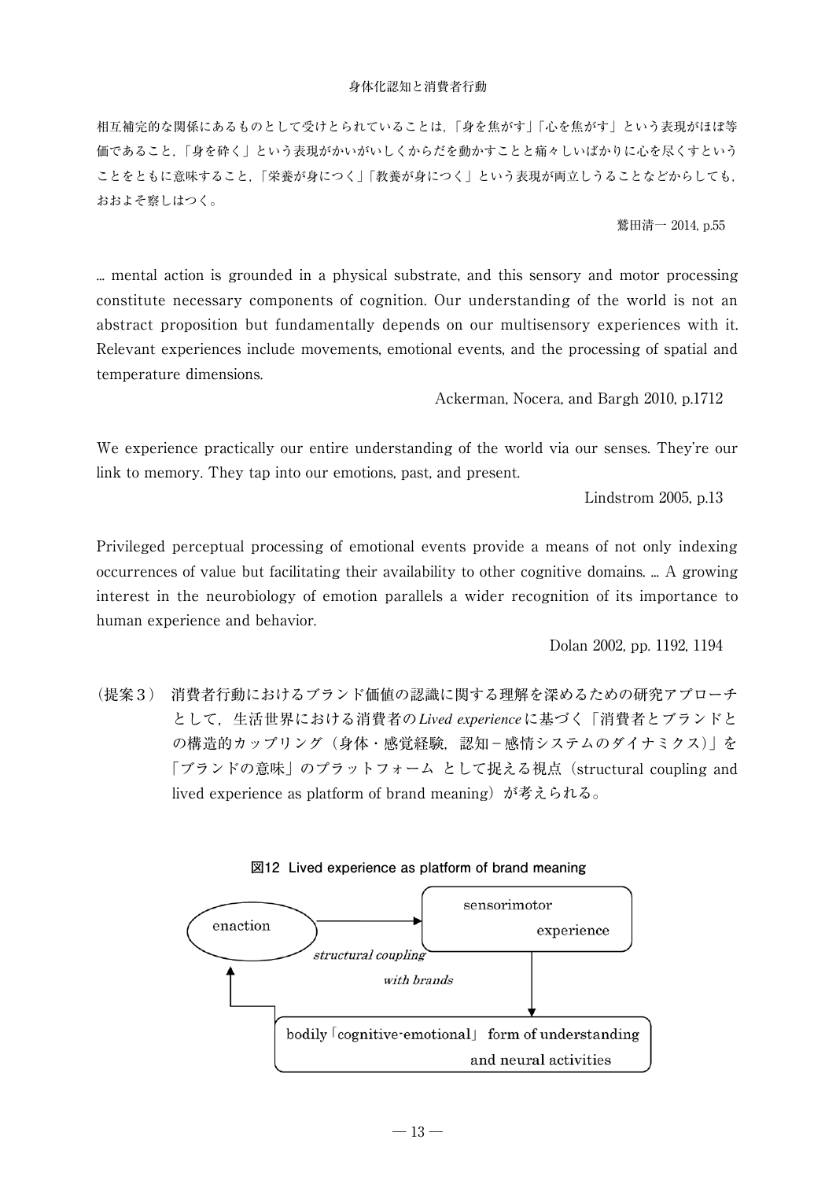相互補完的な関係にあるものとして受けとられていることは，「身を焦がす」「心を焦がす」という表現がほぼ等価であること，「身を砕く」という表現がかいがいしくからだを動かすことと痛々しいばかりに心を尽くすということをともに意味すること，「栄養が身につく」「教養が身につく」という表現が両立しうることなどからしても，おおよそ察しはつく。

鷲田清一 2014, p.55

... mental action is grounded in a physical substrate, and this sensory and motor processing constitute necessary components of cognition. Our understanding of the world is not an abstract proposition but fundamentally depends on our multisensory experiences with it. Relevant experiences include movements, emotional events, and the processing of spatial and temperature dimensions.

Ackerman, Nocera, and Bargh 2010, p.1712

We experience practically our entire understanding of the world via our senses. They're our link to memory. They tap into our emotions, past, and present.

Lindstrom 2005, p.13

Privileged perceptual processing of emotional events provide a means of not only indexing occurrences of value but facilitating their availability to other cognitive domains. ... A growing interest in the neurobiology of emotion parallels a wider recognition of its importance to human experience and behavior.

Dolan 2002, pp. 1192, 1194

（提案３） 消費者行動におけるブランド価値の認識に関する理解を深めるための研究アプローチとして，生活世界における消費者の*Lived experience*に基づく「消費者とブランドとの構造的カップリング（身体・感覚経験，認知－感情システムのダイナミクス）」を「ブランドの意味」のプラットフォーム として捉える視点（structural coupling and lived experience as platform of brand meaning）が考えられる。

**図12 Lived experience as platform of brand meaning**

enaction → sensorimotor experience → bodily「cognitive-emotional」 form of understanding and neural activities → enaction

*structural coupling with brands*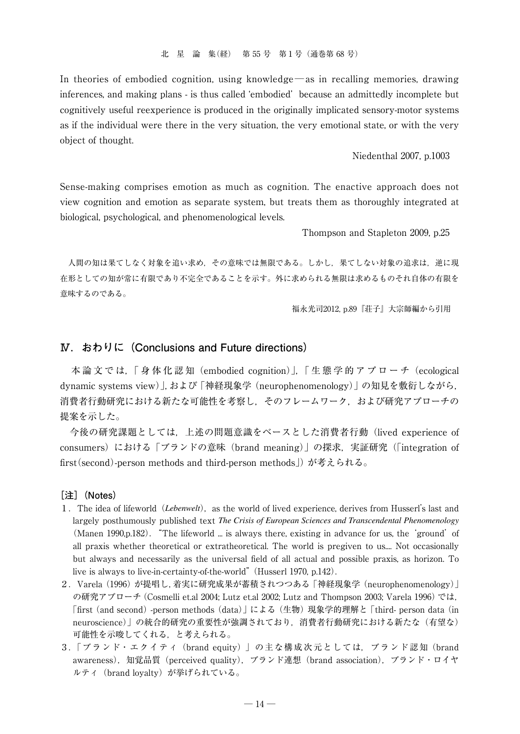In theories of embodied cognition, using knowledge—as in recalling memories, drawing inferences, and making plans - is thus called 'embodied' because an admittedly incomplete but cognitively useful reexperience is produced in the originally implicated sensory-motor systems as if the individual were there in the very situation, the very emotional state, or with the very object of thought.

Niedenthal 2007, p.1003

Sense-making comprises emotion as much as cognition. The enactive approach does not view cognition and emotion as separate system, but treats them as thoroughly integrated at biological, psychological, and phenomenological levels.

Thompson and Stapleton 2009, p.25

人間の知は果てしなく対象を追い求め，その意味では無限である。しかし，果てしない対象の追求は，逆に現在形としての知が常に有限であり不完全であることを示す。外に求められる無限は求めるものそれ自体の有限を意味するのである。

福永光司2012, p.89『荘子』大宗師編から引用

## Ⅳ．おわりに（Conclusions and Future directions）

本論文では，「身体化認知（embodied cognition）」，「生態学的アプローチ（ecological dynamic systems view）」，および「神経現象学（neurophenomenology）」の知見を敷衍しながら，消費者行動研究における新たな可能性を考察し，そのフレームワーク，および研究アプローチの提案を示した。

今後の研究課題としては，上述の問題意識をベースとした消費者行動（lived experience of consumers）における「ブランドの意味（brand meaning）」の探求，実証研究（「integration of first(second)-person methods and third-person methods」）が考えられる。

### ［注］（Notes）

1．The idea of lifeworld (*Lebenwelt*), as the world of lived experience, derives from Husserl's last and largely posthumously published text ***The Crisis of European Sciences and Transcendental Phenomenology*** (Manen 1990,p.182). "The lifeworld ... is always there, existing in advance for us, the 'ground' of all praxis whether theoretical or extratheoretical. The world is pregiven to us.... Not occasionally but always and necessarily as the universal field of all actual and possible praxis, as horizon. To live is always to live-in-certainty-of-the-world" (Husserl 1970, p.142).

2．Varela（1996）が提唱し，着実に研究成果が蓄積されつつある「神経現象学（neurophenomenology）」の研究アプローチ（Cosmelli et.al 2004; Lutz et.al 2002; Lutz and Thompson 2003; Varela 1996）では，「first（and second）-person methods（data）」による（生物）現象学的理解と「third- person data（in neuroscience）」の統合的研究の重要性が強調されており，消費者行動研究における新たな（有望な）可能性を示唆してくれる，と考えられる。

3．「ブランド・エクイティ（brand equity）」の主な構成次元としては，ブランド認知（brand awareness），知覚品質（perceived quality），ブランド連想（brand association），ブランド・ロイヤルティ（brand loyalty）が挙げられている。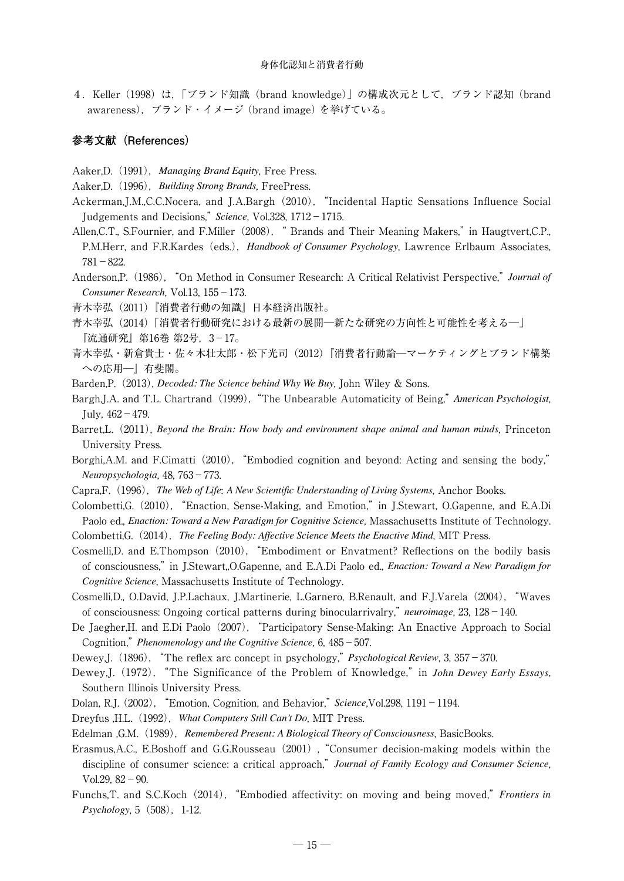4．Keller（1998）は，「ブランド知識（brand knowledge）」の構成次元として，ブランド認知（brand awareness），ブランド・イメージ（brand image）を挙げている。

## 参考文献（References）

Aaker,D.（1991），*Managing Brand Equity*, Free Press.

Aaker,D.（1996），*Building Strong Brands*, FreePress.

Ackerman,J.M.,C.C.Nocera, and J.A.Bargh（2010），"Incidental Haptic Sensations Influence Social Judgements and Decisions," *Science*, Vol.328, 1712－1715.

Allen,C.T., S.Fournier, and F.Miller（2008），" Brands and Their Meaning Makers," in Haugtvert,C.P., P.M.Herr, and F.R.Kardes（eds.），*Handbook of Consumer Psychology*, Lawrence Erlbaum Associates, 781－822.

Anderson,P.（1986），"On Method in Consumer Research: A Critical Relativist Perspective," *Journal of Consumer Research*, Vol.13, 155－173.

青木幸弘（2011）『消費者行動の知識』日本経済出版社。

青木幸弘（2014）「消費者行動研究における最新の展開─新たな研究の方向性と可能性を考える─」『流通研究』第16巻 第2号，3－17。

青木幸弘・新倉貴士・佐々木壮太郎・松下光司（2012）『消費者行動論─マーケティングとブランド構築への応用─』有斐閣。

Barden,P.（2013），*Decoded: The Science behind Why We Buy*, John Wiley & Sons.

Bargh,J.A. and T.L. Chartrand（1999），"The Unbearable Automaticity of Being," *American Psychologist*, July, 462－479.

Barret,L.（2011），*Beyond the Brain: How body and environment shape animal and human minds*, Princeton University Press.

Borghi,A.M. and F.Cimatti（2010），"Embodied cognition and beyond: Acting and sensing the body," *Neuropsychologia*, 48, 763－773.

Capra,F.（1996），*The Web of Life: A New Scientific Understanding of Living Systems*, Anchor Books.

Colombetti,G.（2010），"Enaction, Sense-Making, and Emotion," in J.Stewart, O.Gapenne, and E.A.Di Paolo ed., *Enaction: Toward a New Paradigm for Cognitive Science*, Massachusetts Institute of Technology.

Colombetti,G.（2014），*The Feeling Body: Affective Science Meets the Enactive Mind*, MIT Press.

Cosmelli,D. and E.Thompson（2010），"Embodiment or Envatment? Reflections on the bodily basis of consciousness," in J.Stewart,,O.Gapenne, and E.A.Di Paolo ed., *Enaction: Toward a New Paradigm for Cognitive Science*, Massachusetts Institute of Technology.

Cosmelli,D., O.David, J.P.Lachaux, J.Martinerie, L.Garnero, B.Renault, and F.J.Varela（2004），"Waves of consciousness: Ongoing cortical patterns during binocularrivalry," *neuroimage*, 23, 128－140.

De Jaegher,H. and E.Di Paolo（2007），"Participatory Sense-Making: An Enactive Approach to Social Cognition," *Phenomenology and the Cognitive Science*, 6, 485－507.

Dewey,J.（1896），"The reflex arc concept in psychology," *Psychological Review*, 3, 357－370.

Dewey,J.（1972），"The Significance of the Problem of Knowledge," in *John Dewey Early Essays*, Southern Illinois University Press.

Dolan, R.J.（2002），"Emotion, Cognition, and Behavior," *Science*,Vol.298, 1191－1194.

Dreyfus ,H.L.（1992），*What Computers Still Can't Do*, MIT Press.

Edelman ,G.M.（1989），*Remembered Present: A Biological Theory of Consciousness*, BasicBooks.

Erasmus,A.C., E.Boshoff and G.G.Rousseau（2001），"Consumer decision-making models within the discipline of consumer science: a critical approach," *Journal of Family Ecology and Consumer Science*, Vol.29, 82－90.

Funchs,T. and S.C.Koch（2014），"Embodied affectivity: on moving and being moved," *Frontiers in Psychology*, 5（508），1-12.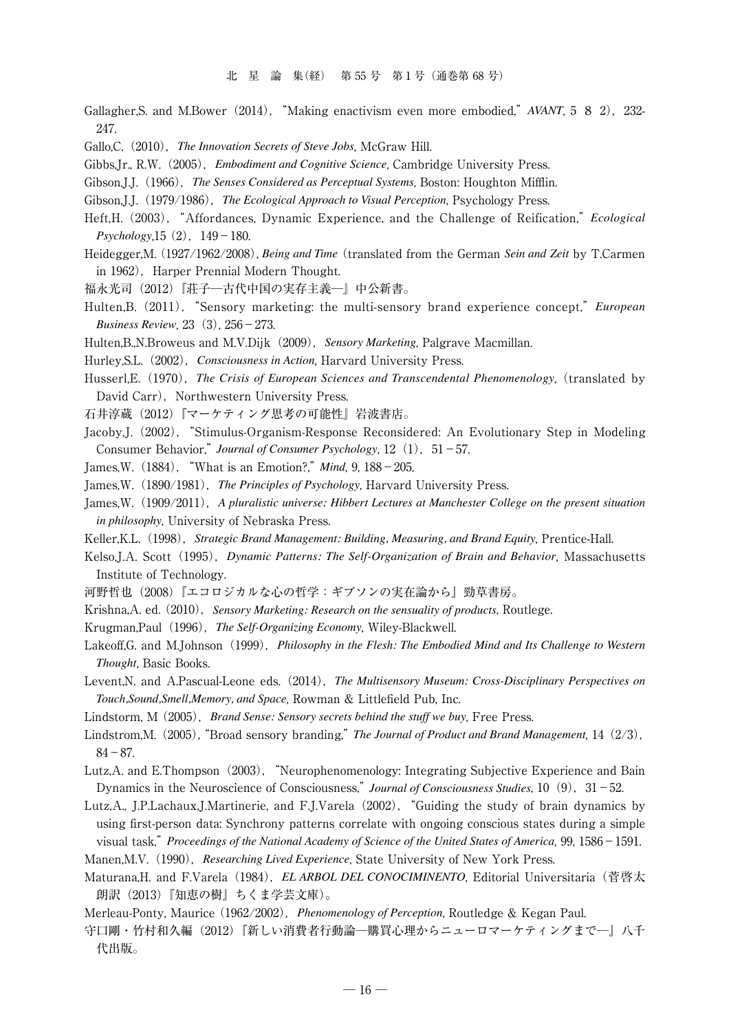Gallagher,S. and M.Bower（2014），“Making enactivism even more embodied,” *AVANT*, 5 8 2)，232-247.

Gallo,C.（2010），*The Innovation Secrets of Steve Jobs*, McGraw Hill.

Gibbs,Jr., R.W.（2005），*Embodiment and Cognitive Science*, Cambridge University Press.

Gibson,J.J.（1966），*The Senses Considered as Perceptual Systems*, Boston: Houghton Mifflin.

Gibson,J.J.（1979/1986），*The Ecological Approach to Visual Perception*, Psychology Press.

Heft,H.（2003），“Affordances, Dynamic Experience, and the Challenge of Reification,” *Ecological Psychology*,15（2），149－180.

Heidegger,M.（1927/1962/2008）, *Being and Time*（translated from the German *Sein and Zeit* by T.Carmen in 1962），Harper Prennial Modern Thought.

福永光司（2012）『荘子―古代中国の実存主義―』中公新書。

Hulten,B.（2011），“Sensory marketing: the multi-sensory brand experience concept,” *European Business Review*, 23（3）, 256－273.

Hulten,B.,N.Broweus and M.V.Dijk（2009），*Sensory Marketing*, Palgrave Macmillan.

Hurley,S.L.（2002），*Consciousness in Action*, Harvard University Press.

Husserl,E.（1970），*The Crisis of European Sciences and Transcendental Phenomenology*,（translated by David Carr），Northwestern University Press.

石井淳蔵（2012）『マーケティング思考の可能性』岩波書店。

Jacoby,J.（2002），“Stimulus-Organism-Response Reconsidered: An Evolutionary Step in Modeling Consumer Behavior,” *Journal of Consumer Psychology*, 12（1），51－57.

James,W.（1884），“What is an Emotion?,” *Mind*, 9, 188－205.

James,W.（1890/1981），*The Principles of Psychology*, Harvard University Press.

James,W.（1909/2011），*A pluralistic universe: Hibbert Lectures at Manchester College on the present situation in philosophy*, University of Nebraska Press.

Keller,K.L.（1998），*Strategic Brand Management: Building, Measuring, and Brand Equity*, Prentice-Hall.

Kelso,J.A. Scott（1995），*Dynamic Patterns: The Self-Organization of Brain and Behavior*, Massachusetts Institute of Technology.

河野哲也（2008）『エコロジカルな心の哲学：ギブソンの実在論から』勁草書房。

Krishna,A. ed.（2010），*Sensory Marketing: Research on the sensuality of products*, Routlege.

Krugman,Paul（1996），*The Self-Organizing Economy*, Wiley-Blackwell.

Lakeoff,G. and M.Johnson（1999），*Philosophy in the Flesh: The Embodied Mind and Its Challenge to Western Thought*, Basic Books.

Levent,N. and A.Pascual-Leone eds.（2014），*The Multisensory Museum: Cross-Disciplinary Perspectives on Touch,Sound,Smell,Memory, and Space*, Rowman & Littlefield Pub, Inc.

Lindstorm, M（2005），*Brand Sense: Sensory secrets behind the stuff we buy*, Free Press.

Lindstrom,M.（2005）,“Broad sensory branding,” *The Journal of Product and Brand Management*, 14（2/3），84－87.

Lutz,A. and E.Thompson（2003），“Neurophenomenology: Integrating Subjective Experience and Bain Dynamics in the Neuroscience of Consciousness,” *Journal of Consciousness Studies*, 10（9），31－52.

Lutz,A., J.P.Lachaux,J.Martinerie, and F.J.Varela（2002），“Guiding the study of brain dynamics by using first-person data: Synchrony patterns correlate with ongoing conscious states during a simple visual task,” *Proceedings of the National Academy of Science of the United States of America*, 99, 1586－1591.

Manen,M.V.（1990），*Researching Lived Experience*, State University of New York Press.

Maturana,H. and F.Varela（1984），*EL ARBOL DEL CONOCIMINENTO*, Editorial Universitaria（菅啓太朗訳（2013）『知恵の樹』ちくま学芸文庫）。

Merleau-Ponty, Maurice（1962/2002），*Phenomenology of Perception*, Routledge & Kegan Paul.

守口剛・竹村和久編（2012）『新しい消費者行動論―購買心理からニューロマーケティングまで―』八千代出版。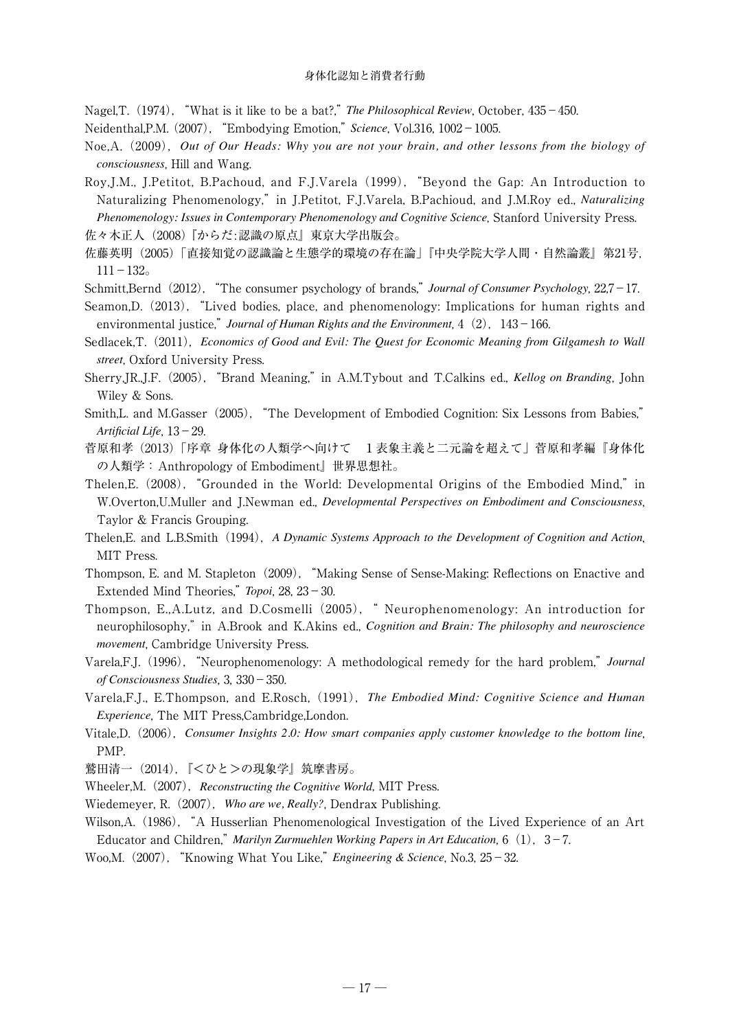Nagel,T.（1974）,“What is it like to be a bat?,” *The Philosophical Review*, October, 435－450.

Neidenthal,P.M.（2007）,“Embodying Emotion,” *Science*, Vol.316, 1002－1005.

Noe,A.（2009）, *Out of Our Heads: Why you are not your brain, and other lessons from the biology of consciousness*, Hill and Wang.

Roy,J.M., J.Petitot, B.Pachoud, and F.J.Varela（1999）,“Beyond the Gap: An Introduction to Naturalizing Phenomenology,” in J.Petitot, F.J.Varela, B.Pachioud, and J.M.Roy ed., *Naturalizing Phenomenology: Issues in Contemporary Phenomenology and Cognitive Science*, Stanford University Press.

佐々木正人（2008）『からだ:認識の原点』東京大学出版会。

佐藤英明（2005）「直接知覚の認識論と生態学的環境の存在論」『中央学院大学人間・自然論叢』第21号, 111－132。

Schmitt,Bernd（2012）,“The consumer psychology of brands,” *Journal of Consumer Psychology*, 22,7－17.

Seamon,D.（2013）,“Lived bodies, place, and phenomenology: Implications for human rights and environmental justice,” *Journal of Human Rights and the Environment*, 4（2）, 143－166.

Sedlacek,T.（2011）, *Economics of Good and Evil: The Quest for Economic Meaning from Gilgamesh to Wall street*, Oxford University Press.

Sherry,JR.,J.F.（2005）,“Brand Meaning,” in A.M.Tybout and T.Calkins ed., *Kellog on Branding*, John Wiley & Sons.

Smith,L. and M.Gasser（2005）,“The Development of Embodied Cognition: Six Lessons from Babies,” *Artificial Life*, 13－29.

菅原和孝（2013）「序章 身体化の人類学へ向けて　1 表象主義と二元論を超えて」菅原和孝編『身体化の人類学：Anthropology of Embodiment』世界思想社。

Thelen,E.（2008）,“Grounded in the World: Developmental Origins of the Embodied Mind,” in W.Overton,U.Muller and J.Newman ed., *Developmental Perspectives on Embodiment and Consciousness*, Taylor & Francis Grouping.

Thelen,E. and L.B.Smith（1994）, *A Dynamic Systems Approach to the Development of Cognition and Action*, MIT Press.

Thompson, E. and M. Stapleton（2009）,“Making Sense of Sense-Making: Reflections on Enactive and Extended Mind Theories,” *Topoi*, 28, 23－30.

Thompson, E.,A.Lutz, and D.Cosmelli（2005）,“ Neurophenomenology: An introduction for neurophilosophy,” in A.Brook and K.Akins ed., *Cognition and Brain: The philosophy and neuroscience movement*, Cambridge University Press.

Varela,F.J.（1996）,“Neurophenomenology: A methodological remedy for the hard problem,” *Journal of Consciousness Studies*, 3, 330－350.

Varela,F.J., E.Thompson, and E.Rosch,（1991）, *The Embodied Mind: Cognitive Science and Human Experience*, The MIT Press,Cambridge,London.

Vitale,D.（2006）, *Consumer Insights 2.0: How smart companies apply customer knowledge to the bottom line*, PMP.

鷲田清一（2014）,『＜ひと＞の現象学』筑摩書房。

Wheeler,M.（2007）, *Reconstructing the Cognitive World*, MIT Press.

Wiedemeyer, R.（2007）, *Who are we, Really?*, Dendrax Publishing.

Wilson,A.（1986）,“A Husserlian Phenomenological Investigation of the Lived Experience of an Art Educator and Children,” *Marilyn Zurmuehlen Working Papers in Art Education*, 6（1）, 3－7.

Woo,M.（2007）,“Knowing What You Like,” *Engineering & Science*, No.3, 25－32.